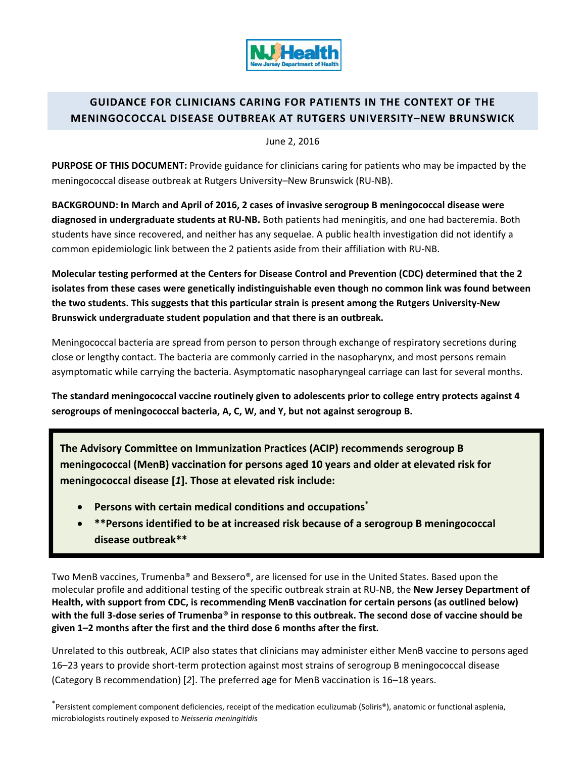NJ Health
New Jersey Department of Health

## GUIDANCE FOR CLINICIANS CARING FOR PATIENTS IN THE CONTEXT OF THE MENINGOCOCCAL DISEASE OUTBREAK AT RUTGERS UNIVERSITY–NEW BRUNSWICK

June 2, 2016

**PURPOSE OF THIS DOCUMENT:** Provide guidance for clinicians caring for patients who may be impacted by the meningococcal disease outbreak at Rutgers University–New Brunswick (RU-NB).

**BACKGROUND: In March and April of 2016, 2 cases of invasive serogroup B meningococcal disease were diagnosed in undergraduate students at RU-NB.** Both patients had meningitis, and one had bacteremia. Both students have since recovered, and neither has any sequelae. A public health investigation did not identify a common epidemiologic link between the 2 patients aside from their affiliation with RU-NB.

**Molecular testing performed at the Centers for Disease Control and Prevention (CDC) determined that the 2 isolates from these cases were genetically indistinguishable even though no common link was found between the two students. This suggests that this particular strain is present among the Rutgers University-New Brunswick undergraduate student population and that there is an outbreak.**

Meningococcal bacteria are spread from person to person through exchange of respiratory secretions during close or lengthy contact. The bacteria are commonly carried in the nasopharynx, and most persons remain asymptomatic while carrying the bacteria. Asymptomatic nasopharyngeal carriage can last for several months.

**The standard meningococcal vaccine routinely given to adolescents prior to college entry protects against 4 serogroups of meningococcal bacteria, A, C, W, and Y, but not against serogroup B.**

> **The Advisory Committee on Immunization Practices (ACIP) recommends serogroup B meningococcal (MenB) vaccination for persons aged 10 years and older at elevated risk for meningococcal disease [*1*]. Those at elevated risk include:**
>
> - **Persons with certain medical conditions and occupations***
> - ****Persons identified to be at increased risk because of a serogroup B meningococcal disease outbreak****

Two MenB vaccines, Trumenba® and Bexsero®, are licensed for use in the United States. Based upon the molecular profile and additional testing of the specific outbreak strain at RU-NB, the **New Jersey Department of Health, with support from CDC, is recommending MenB vaccination for certain persons (as outlined below) with the full 3-dose series of Trumenba® in response to this outbreak. The second dose of vaccine should be given 1–2 months after the first and the third dose 6 months after the first.**

Unrelated to this outbreak, ACIP also states that clinicians may administer either MenB vaccine to persons aged 16–23 years to provide short-term protection against most strains of serogroup B meningococcal disease (Category B recommendation) [*2*]. The preferred age for MenB vaccination is 16–18 years.

*Persistent complement component deficiencies, receipt of the medication eculizumab (Soliris®), anatomic or functional asplenia, microbiologists routinely exposed to *Neisseria meningitidis*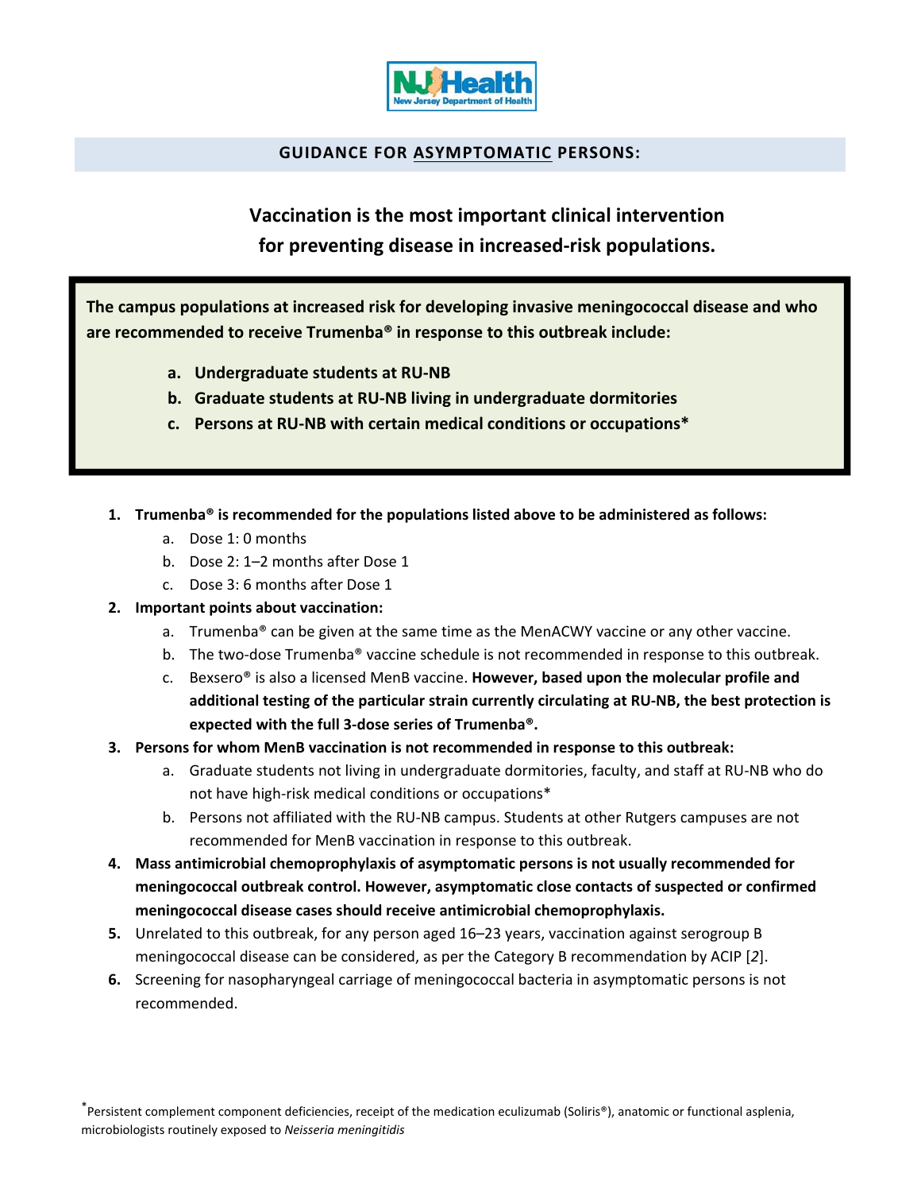## GUIDANCE FOR ASYMPTOMATIC PERSONS:

### Vaccination is the most important clinical intervention for preventing disease in increased-risk populations.

**The campus populations at increased risk for developing invasive meningococcal disease and who are recommended to receive Trumenba® in response to this outbreak include:**

- **a. Undergraduate students at RU-NB**
- **b. Graduate students at RU-NB living in undergraduate dormitories**
- **c. Persons at RU-NB with certain medical conditions or occupations***

1. **Trumenba® is recommended for the populations listed above to be administered as follows:**
   - a. Dose 1: 0 months
   - b. Dose 2: 1–2 months after Dose 1
   - c. Dose 3: 6 months after Dose 1
2. **Important points about vaccination:**
   - a. Trumenba® can be given at the same time as the MenACWY vaccine or any other vaccine.
   - b. The two-dose Trumenba® vaccine schedule is not recommended in response to this outbreak.
   - c. Bexsero® is also a licensed MenB vaccine. **However, based upon the molecular profile and additional testing of the particular strain currently circulating at RU-NB, the best protection is expected with the full 3-dose series of Trumenba®.**
3. **Persons for whom MenB vaccination is not recommended in response to this outbreak:**
   - a. Graduate students not living in undergraduate dormitories, faculty, and staff at RU-NB who do not have high-risk medical conditions or occupations*
   - b. Persons not affiliated with the RU-NB campus. Students at other Rutgers campuses are not recommended for MenB vaccination in response to this outbreak.
4. **Mass antimicrobial chemoprophylaxis of asymptomatic persons is not usually recommended for meningococcal outbreak control. However, asymptomatic close contacts of suspected or confirmed meningococcal disease cases should receive antimicrobial chemoprophylaxis.**
5. Unrelated to this outbreak, for any person aged 16–23 years, vaccination against serogroup B meningococcal disease can be considered, as per the Category B recommendation by ACIP [*2*].
6. Screening for nasopharyngeal carriage of meningococcal bacteria in asymptomatic persons is not recommended.

*Persistent complement component deficiencies, receipt of the medication eculizumab (Soliris®), anatomic or functional asplenia, microbiologists routinely exposed to *Neisseria meningitidis*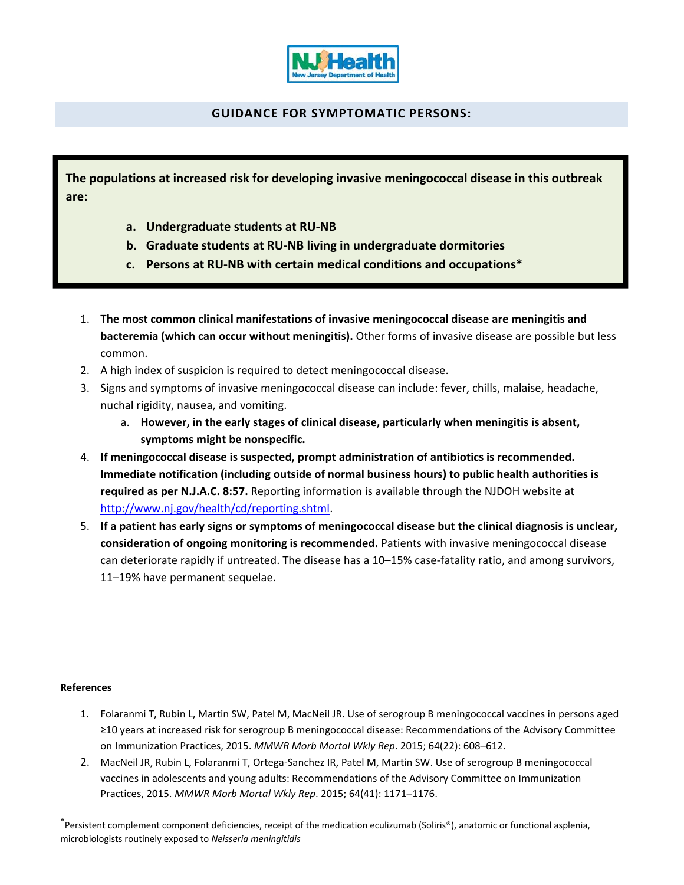## GUIDANCE FOR SYMPTOMATIC PERSONS:

**The populations at increased risk for developing invasive meningococcal disease in this outbreak are:**

- **a. Undergraduate students at RU-NB**
- **b. Graduate students at RU-NB living in undergraduate dormitories**
- **c. Persons at RU-NB with certain medical conditions and occupations***

1. **The most common clinical manifestations of invasive meningococcal disease are meningitis and bacteremia (which can occur without meningitis).** Other forms of invasive disease are possible but less common.
2. A high index of suspicion is required to detect meningococcal disease.
3. Signs and symptoms of invasive meningococcal disease can include: fever, chills, malaise, headache, nuchal rigidity, nausea, and vomiting.
   - a. **However, in the early stages of clinical disease, particularly when meningitis is absent, symptoms might be nonspecific.**
4. **If meningococcal disease is suspected, prompt administration of antibiotics is recommended. Immediate notification (including outside of normal business hours) to public health authorities is required as per N.J.A.C. 8:57.** Reporting information is available through the NJDOH website at http://www.nj.gov/health/cd/reporting.shtml.
5. **If a patient has early signs or symptoms of meningococcal disease but the clinical diagnosis is unclear, consideration of ongoing monitoring is recommended.** Patients with invasive meningococcal disease can deteriorate rapidly if untreated. The disease has a 10–15% case-fatality ratio, and among survivors, 11–19% have permanent sequelae.

**References**

1. Folaranmi T, Rubin L, Martin SW, Patel M, MacNeil JR. Use of serogroup B meningococcal vaccines in persons aged ≥10 years at increased risk for serogroup B meningococcal disease: Recommendations of the Advisory Committee on Immunization Practices, 2015. *MMWR Morb Mortal Wkly Rep*. 2015; 64(22): 608–612.
2. MacNeil JR, Rubin L, Folaranmi T, Ortega-Sanchez IR, Patel M, Martin SW. Use of serogroup B meningococcal vaccines in adolescents and young adults: Recommendations of the Advisory Committee on Immunization Practices, 2015. *MMWR Morb Mortal Wkly Rep*. 2015; 64(41): 1171–1176.

*Persistent complement component deficiencies, receipt of the medication eculizumab (Soliris®), anatomic or functional asplenia, microbiologists routinely exposed to *Neisseria meningitidis*